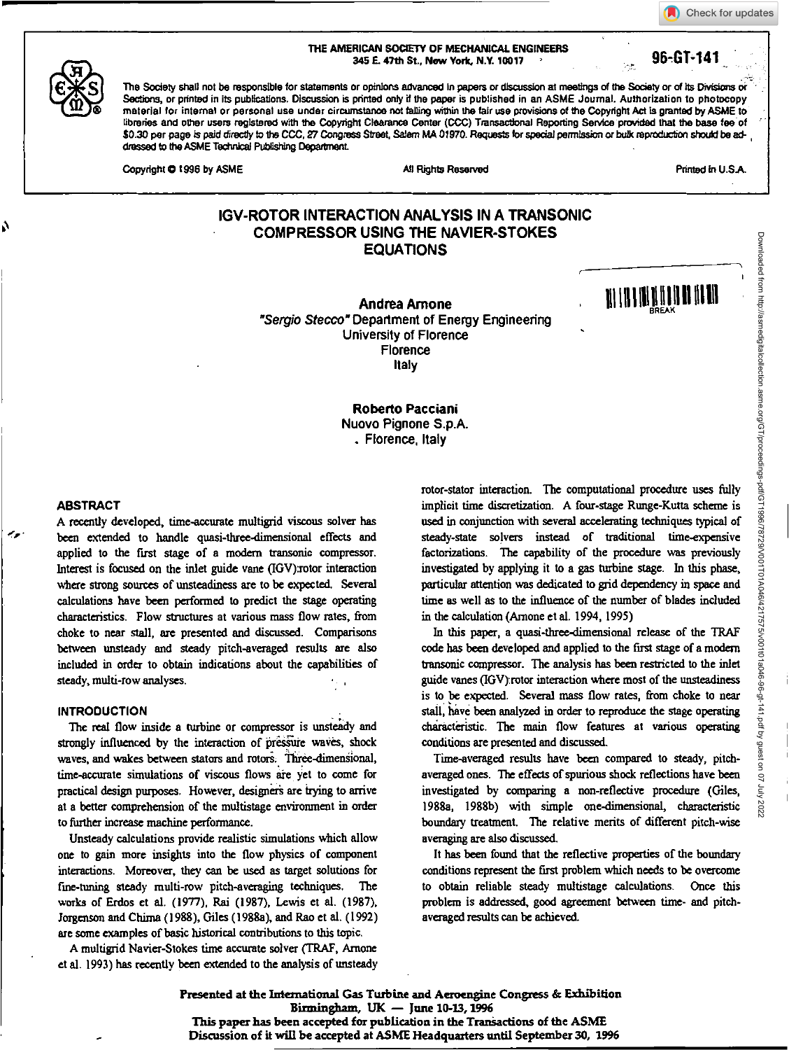THE AMERICAN SOCIETY OF MECHANICAL ENGINEERS
345 E. 47th St., New York, N.Y. 10017

96-GT-141

The Society shall not be responsible for statements or opinions advanced in papers or discussion at meetings of the Society or of its Divisions or Sections, or printed in its publications. Discussion is printed only if the paper is published in an ASME Journal. Authorization to photocopy material for internal or personal use under circumstance not falling within the fair use provisions of the Copyright Act is granted by ASME to libraries and other users registered with the Copyright Clearance Center (CCC) Transactional Reporting Service provided that the base fee of $0.30 per page is paid directly to the CCC, 27 Congress Street, Salem MA 01970. Requests for special permission or bulk reproduction should be addressed to the ASME Technical Publishing Department.

Copyright © 1996 by ASME — All Rights Reserved — Printed in U.S.A.

# IGV-ROTOR INTERACTION ANALYSIS IN A TRANSONIC COMPRESSOR USING THE NAVIER-STOKES EQUATIONS

**Andrea Arnone**
*"Sergio Stecco"* Department of Energy Engineering
University of Florence
Florence
Italy

**Roberto Pacciani**
Nuovo Pignone S.p.A.
Florence, Italy

## ABSTRACT

A recently developed, time-accurate multigrid viscous solver has been extended to handle quasi-three-dimensional effects and applied to the first stage of a modern transonic compressor. Interest is focused on the inlet guide vane (IGV):rotor interaction where strong sources of unsteadiness are to be expected. Several calculations have been performed to predict the stage operating characteristics. Flow structures at various mass flow rates, from choke to near stall, are presented and discussed. Comparisons between unsteady and steady pitch-averaged results are also included in order to obtain indications about the capabilities of steady, multi-row analyses.

## INTRODUCTION

The real flow inside a turbine or compressor is unsteady and strongly influenced by the interaction of pressure waves, shock waves, and wakes between stators and rotors. Three-dimensional, time-accurate simulations of viscous flows are yet to come for practical design purposes. However, designers are trying to arrive at a better comprehension of the multistage environment in order to further increase machine performance.

Unsteady calculations provide realistic simulations which allow one to gain more insights into the flow physics of component interactions. Moreover, they can be used as target solutions for fine-tuning steady multi-row pitch-averaging techniques. The works of Erdos et al. (1977), Rai (1987), Lewis et al. (1987), Jorgenson and Chima (1988), Giles (1988a), and Rao et al. (1992) are some examples of basic historical contributions to this topic.

A multigrid Navier-Stokes time accurate solver (TRAF, Arnone et al. 1993) has recently been extended to the analysis of unsteady rotor-stator interaction. The computational procedure uses fully implicit time discretization. A four-stage Runge-Kutta scheme is used in conjunction with several accelerating techniques typical of steady-state solvers instead of traditional time-expensive factorizations. The capability of the procedure was previously investigated by applying it to a gas turbine stage. In this phase, particular attention was dedicated to grid dependency in space and time as well as to the influence of the number of blades included in the calculation (Arnone et al. 1994, 1995)

In this paper, a quasi-three-dimensional release of the TRAF code has been developed and applied to the first stage of a modern transonic compressor. The analysis has been restricted to the inlet guide vanes (IGV):rotor interaction where most of the unsteadiness is to be expected. Several mass flow rates, from choke to near stall, have been analyzed in order to reproduce the stage operating characteristic. The main flow features at various operating conditions are presented and discussed.

Time-averaged results have been compared to steady, pitch-averaged ones. The effects of spurious shock reflections have been investigated by comparing a non-reflective procedure (Giles, 1988a, 1988b) with simple one-dimensional, characteristic boundary treatment. The relative merits of different pitch-wise averaging are also discussed.

It has been found that the reflective properties of the boundary conditions represent the first problem which needs to be overcome to obtain reliable steady multistage calculations. Once this problem is addressed, good agreement between time- and pitch-averaged results can be achieved.

Presented at the International Gas Turbine and Aeroengine Congress & Exhibition
Birmingham, UK — June 10-13, 1996
This paper has been accepted for publication in the Transactions of the ASME
Discussion of it will be accepted at ASME Headquarters until September 30, 1996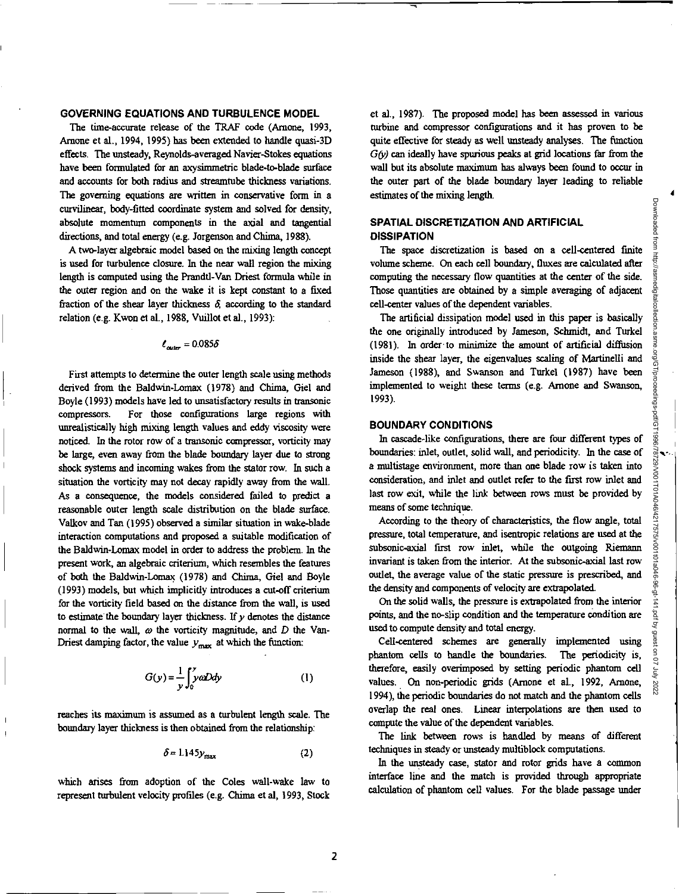## GOVERNING EQUATIONS AND TURBULENCE MODEL

The time-accurate release of the TRAF code (Arnone, 1993, Arnone et al., 1994, 1995) has been extended to handle quasi-3D effects. The unsteady, Reynolds-averaged Navier-Stokes equations have been formulated for an axysimmetric blade-to-blade surface and accounts for both radius and streamtube thickness variations. The governing equations are written in conservative form in a curvilinear, body-fitted coordinate system and solved for density, absolute momentum components in the axial and tangential directions, and total energy (e.g. Jorgenson and Chima, 1988).

A two-layer algebraic model based on the mixing length concept is used for turbulence closure. In the near wall region the mixing length is computed using the Prandtl-Van Driest formula while in the outer region and on the wake it is kept constant to a fixed fraction of the shear layer thickness $\delta$, according to the standard relation (e.g. Kwon et al., 1988, Vuillot et al., 1993):

$$\ell_{outer} = 0.085\delta$$

First attempts to determine the outer length scale using methods derived from the Baldwin-Lomax (1978) and Chima, Giel and Boyle (1993) models have led to unsatisfactory results in transonic compressors. For those configurations large regions with unrealistically high mixing length values and eddy viscosity were noticed. In the rotor row of a transonic compressor, vorticity may be large, even away from the blade boundary layer due to strong shock systems and incoming wakes from the stator row. In such a situation the vorticity may not decay rapidly away from the wall. As a consequence, the models considered failed to predict a reasonable outer length scale distribution on the blade surface. Valkov and Tan (1995) observed a similar situation in wake-blade interaction computations and proposed a suitable modification of the Baldwin-Lomax model in order to address the problem. In the present work, an algebraic criterium, which resembles the features of both the Baldwin-Lomax (1978) and Chima, Giel and Boyle (1993) models, but which implicitly introduces a cut-off criterium for the vorticity field based on the distance from the wall, is used to estimate the boundary layer thickness. If $y$ denotes the distance normal to the wall, $\omega$ the vorticity magnitude, and $D$ the Van-Driest damping factor, the value $y_{max}$ at which the function:

$$G(y) = \frac{1}{y}\int_0^y y\omega D dy \qquad (1)$$

reaches its maximum is assumed as a turbulent length scale. The boundary layer thickness is then obtained from the relationship:

$$\delta = 1.145 y_{max} \qquad (2)$$

which arises from adoption of the Coles wall-wake law to represent turbulent velocity profiles (e.g. Chima et al, 1993, Stock et al., 1987). The proposed model has been assessed in various turbine and compressor configurations and it has proven to be quite effective for steady as well unsteady analyses. The function $G(y)$ can ideally have spurious peaks at grid locations far from the wall but its absolute maximum has always been found to occur in the outer part of the blade boundary layer leading to reliable estimates of the mixing length.

## SPATIAL DISCRETIZATION AND ARTIFICIAL DISSIPATION

The space discretization is based on a cell-centered finite volume scheme. On each cell boundary, fluxes are calculated after computing the necessary flow quantities at the center of the side. Those quantities are obtained by a simple averaging of adjacent cell-center values of the dependent variables.

The artificial dissipation model used in this paper is basically the one originally introduced by Jameson, Schmidt, and Turkel (1981). In order to minimize the amount of artificial diffusion inside the shear layer, the eigenvalues scaling of Martinelli and Jameson (1988), and Swanson and Turkel (1987) have been implemented to weight these terms (e.g. Arnone and Swanson, 1993).

## BOUNDARY CONDITIONS

In cascade-like configurations, there are four different types of boundaries: inlet, outlet, solid wall, and periodicity. In the case of a multistage environment, more than one blade row is taken into consideration, and inlet and outlet refer to the first row inlet and last row exit, while the link between rows must be provided by means of some technique.

According to the theory of characteristics, the flow angle, total pressure, total temperature, and isentropic relations are used at the subsonic-axial first row inlet, while the outgoing Riemann invariant is taken from the interior. At the subsonic-axial last row outlet, the average value of the static pressure is prescribed, and the density and components of velocity are extrapolated.

On the solid walls, the pressure is extrapolated from the interior points, and the no-slip condition and the temperature condition are used to compute density and total energy.

Cell-centered schemes are generally implemented using phantom cells to handle the boundaries. The periodicity is, therefore, easily overimposed by setting periodic phantom cell values. On non-periodic grids (Arnone et al., 1992, Arnone, 1994), the periodic boundaries do not match and the phantom cells overlap the real ones. Linear interpolations are then used to compute the value of the dependent variables.

The link between rows is handled by means of different techniques in steady or unsteady multiblock computations.

In the unsteady case, stator and rotor grids have a common interface line and the match is provided through appropriate calculation of phantom cell values. For the blade passage under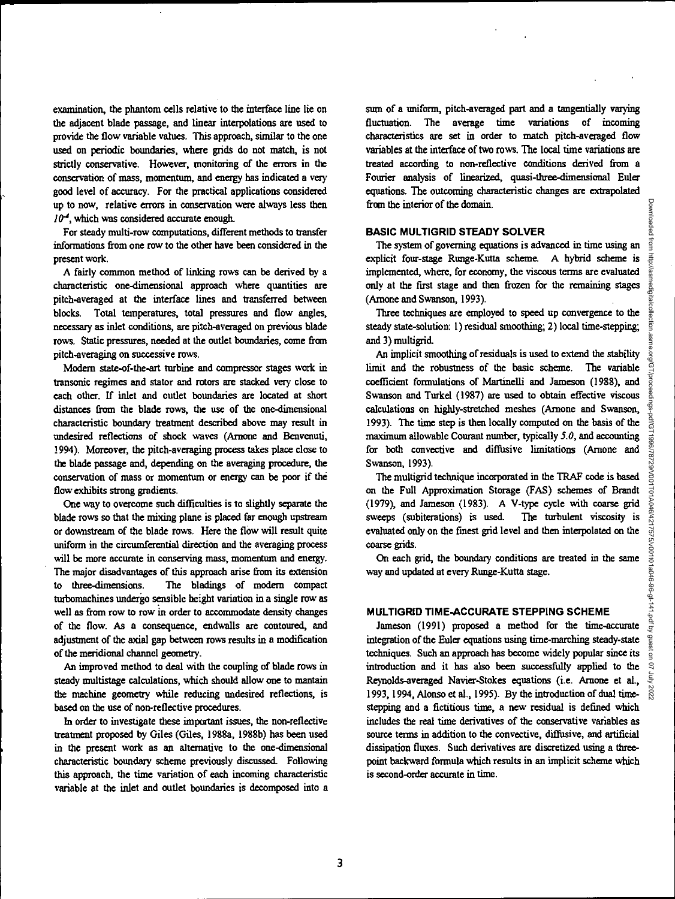examination, the phantom cells relative to the interface line lie on the adjacent blade passage, and linear interpolations are used to provide the flow variable values. This approach, similar to the one used on periodic boundaries, where grids do not match, is not strictly conservative. However, monitoring of the errors in the conservation of mass, momentum, and energy has indicated a very good level of accuracy. For the practical applications considered up to now, relative errors in conservation were always less then $10^{-4}$, which was considered accurate enough.

For steady multi-row computations, different methods to transfer informations from one row to the other have been considered in the present work.

A fairly common method of linking rows can be derived by a characteristic one-dimensional approach where quantities are pitch-averaged at the interface lines and transferred between blocks. Total temperatures, total pressures and flow angles, necessary as inlet conditions, are pitch-averaged on previous blade rows. Static pressures, needed at the outlet boundaries, come from pitch-averaging on successive rows.

Modern state-of-the-art turbine and compressor stages work in transonic regimes and stator and rotors are stacked very close to each other. If inlet and outlet boundaries are located at short distances from the blade rows, the use of the one-dimensional characteristic boundary treatment described above may result in undesired reflections of shock waves (Arnone and Benvenuti, 1994). Moreover, the pitch-averaging process takes place close to the blade passage and, depending on the averaging procedure, the conservation of mass or momentum or energy can be poor if the flow exhibits strong gradients.

One way to overcome such difficulties is to slightly separate the blade rows so that the mixing plane is placed far enough upstream or downstream of the blade rows. Here the flow will result quite uniform in the circumferential direction and the averaging process will be more accurate in conserving mass, momentum and energy. The major disadvantages of this approach arise from its extension to three-dimensions. The bladings of modern compact turbomachines undergo sensible height variation in a single row as well as from row to row in order to accommodate density changes of the flow. As a consequence, endwalls are contoured, and adjustment of the axial gap between rows results in a modification of the meridional channel geometry.

An improved method to deal with the coupling of blade rows in steady multistage calculations, which should allow one to mantain the machine geometry while reducing undesired reflections, is based on the use of non-reflective procedures.

In order to investigate these important issues, the non-reflective treatment proposed by Giles (Giles, 1988a, 1988b) has been used in the present work as an alternative to the one-dimensional characteristic boundary scheme previously discussed. Following this approach, the time variation of each incoming characteristic variable at the inlet and outlet boundaries is decomposed into a sum of a uniform, pitch-averaged part and a tangentially varying fluctuation. The average time variations of incoming characteristics are set in order to match pitch-averaged flow variables at the interface of two rows. The local time variations are treated according to non-reflective conditions derived from a Fourier analysis of linearized, quasi-three-dimensional Euler equations. The outcoming characteristic changes are extrapolated from the interior of the domain.

## BASIC MULTIGRID STEADY SOLVER

The system of governing equations is advanced in time using an explicit four-stage Runge-Kutta scheme. A hybrid scheme is implemented, where, for economy, the viscous terms are evaluated only at the first stage and then frozen for the remaining stages (Arnone and Swanson, 1993).

Three techniques are employed to speed up convergence to the steady state-solution: 1) residual smoothing; 2) local time-stepping; and 3) multigrid.

An implicit smoothing of residuals is used to extend the stability limit and the robustness of the basic scheme. The variable coefficient formulations of Martinelli and Jameson (1988), and Swanson and Turkel (1987) are used to obtain effective viscous calculations on highly-stretched meshes (Arnone and Swanson, 1993). The time step is then locally computed on the basis of the maximum allowable Courant number, typically *5.0*, and accounting for both convective and diffusive limitations (Arnone and Swanson, 1993).

The multigrid technique incorporated in the TRAF code is based on the Full Approximation Storage (FAS) schemes of Brandt (1979), and Jameson (1983). A V-type cycle with coarse grid sweeps (subiterations) is used. The turbulent viscosity is evaluated only on the finest grid level and then interpolated on the coarse grids.

On each grid, the boundary conditions are treated in the same way and updated at every Runge-Kutta stage.

## MULTIGRID TIME-ACCURATE STEPPING SCHEME

Jameson (1991) proposed a method for the time-accurate integration of the Euler equations using time-marching steady-state techniques. Such an approach has become widely popular since its introduction and it has also been successfully applied to the Reynolds-averaged Navier-Stokes equations (i.e. Arnone et al., 1993, 1994, Alonso et al., 1995). By the introduction of dual time-stepping and a fictitious time, a new residual is defined which includes the real time derivatives of the conservative variables as source terms in addition to the convective, diffusive, and artificial dissipation fluxes. Such derivatives are discretized using a three-point backward formula which results in an implicit scheme which is second-order accurate in time.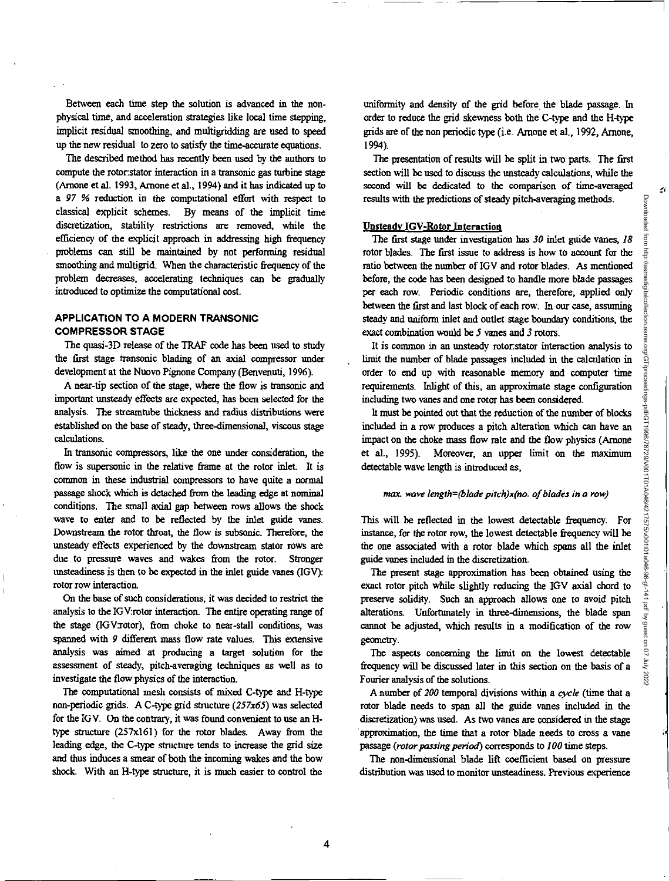Between each time step the solution is advanced in the non-physical time, and acceleration strategies like local time stepping, implicit residual smoothing, and multigridding are used to speed up the new residual to zero to satisfy the time-accurate equations.

The described method has recently been used by the authors to compute the rotor:stator interaction in a transonic gas turbine stage (Arnone et al. 1993, Arnone et al., 1994) and it has indicated up to a *97 %* reduction in the computational effort with respect to classical explicit schemes. By means of the implicit time discretization, stability restrictions are removed, while the efficiency of the explicit approach in addressing high frequency problems can still be maintained by not performing residual smoothing and multigrid. When the characteristic frequency of the problem decreases, accelerating techniques can be gradually introduced to optimize the computational cost.

## APPLICATION TO A MODERN TRANSONIC COMPRESSOR STAGE

The quasi-3D release of the TRAF code has been used to study the first stage transonic blading of an axial compressor under development at the Nuovo Pignone Company (Benvenuti, 1996).

A near-tip section of the stage, where the flow is transonic and important unsteady effects are expected, has been selected for the analysis. The streamtube thickness and radius distributions were established on the base of steady, three-dimensional, viscous stage calculations.

In transonic compressors, like the one under consideration, the flow is supersonic in the relative frame at the rotor inlet. It is common in these industrial compressors to have quite a normal passage shock which is detached from the leading edge at nominal conditions. The small axial gap between rows allows the shock wave to enter and to be reflected by the inlet guide vanes. Downstream the rotor throat, the flow is subsonic. Therefore, the unsteady effects experienced by the downstream stator rows are due to pressure waves and wakes from the rotor. Stronger unsteadiness is then to be expected in the inlet guide vanes (IGV): rotor row interaction.

On the base of such considerations, it was decided to restrict the analysis to the IGV:rotor interaction. The entire operating range of the stage (IGV:rotor), from choke to near-stall conditions, was spanned with *9* different mass flow rate values. This extensive analysis was aimed at producing a target solution for the assessment of steady, pitch-averaging techniques as well as to investigate the flow physics of the interaction.

The computational mesh consists of mixed C-type and H-type non-periodic grids. A C-type grid structure (*257x65*) was selected for the IGV. On the contrary, it was found convenient to use an H-type structure (257x161) for the rotor blades. Away from the leading edge, the C-type structure tends to increase the grid size and thus induces a smear of both the incoming wakes and the bow shock. With an H-type structure, it is much easier to control the uniformity and density of the grid before the blade passage. In order to reduce the grid skewness both the C-type and the H-type grids are of the non periodic type (i.e. Arnone et al., 1992, Arnone, 1994).

The presentation of results will be split in two parts. The first section will be used to discuss the unsteady calculations, while the second will be dedicated to the comparison of time-averaged results with the predictions of steady pitch-averaging methods.

### Unsteady IGV-Rotor Interaction

The first stage under investigation has *30* inlet guide vanes, *18* rotor blades. The first issue to address is how to account for the ratio between the number of IGV and rotor blades. As mentioned before, the code has been designed to handle more blade passages per each row. Periodic conditions are, therefore, applied only between the first and last block of each row. In our case, assuming steady and uniform inlet and outlet stage boundary conditions, the exact combination would be *5* vanes and *3* rotors.

It is common in an unsteady rotor:stator interaction analysis to limit the number of blade passages included in the calculation in order to end up with reasonable memory and computer time requirements. Inlight of this, an approximate stage configuration including two vanes and one rotor has been considered.

It must be pointed out that the reduction of the number of blocks included in a row produces a pitch alteration which can have an impact on the choke mass flow rate and the flow physics (Arnone et al., 1995). Moreover, an upper limit on the maximum detectable wave length is introduced as,

*max. wave length=(blade pitch)x(no. of blades in a row)*

This will be reflected in the lowest detectable frequency. For instance, for the rotor row, the lowest detectable frequency will be the one associated with a rotor blade which spans all the inlet guide vanes included in the discretization.

The present stage approximation has been obtained using the exact rotor pitch while slightly reducing the IGV axial chord to preserve solidity. Such an approach allows one to avoid pitch alterations. Unfortunately in three-dimensions, the blade span cannot be adjusted, which results in a modification of the row geometry.

The aspects concerning the limit on the lowest detectable frequency will be discussed later in this section on the basis of a Fourier analysis of the solutions.

A number of *200* temporal divisions within a *cycle* (time that a rotor blade needs to span all the guide vanes included in the discretization) was used. As two vanes are considered in the stage approximation, the time that a rotor blade needs to cross a vane passage (*rotor passing period*) corresponds to *100* time steps.

The non-dimensional blade lift coefficient based on pressure distribution was used to monitor unsteadiness. Previous experience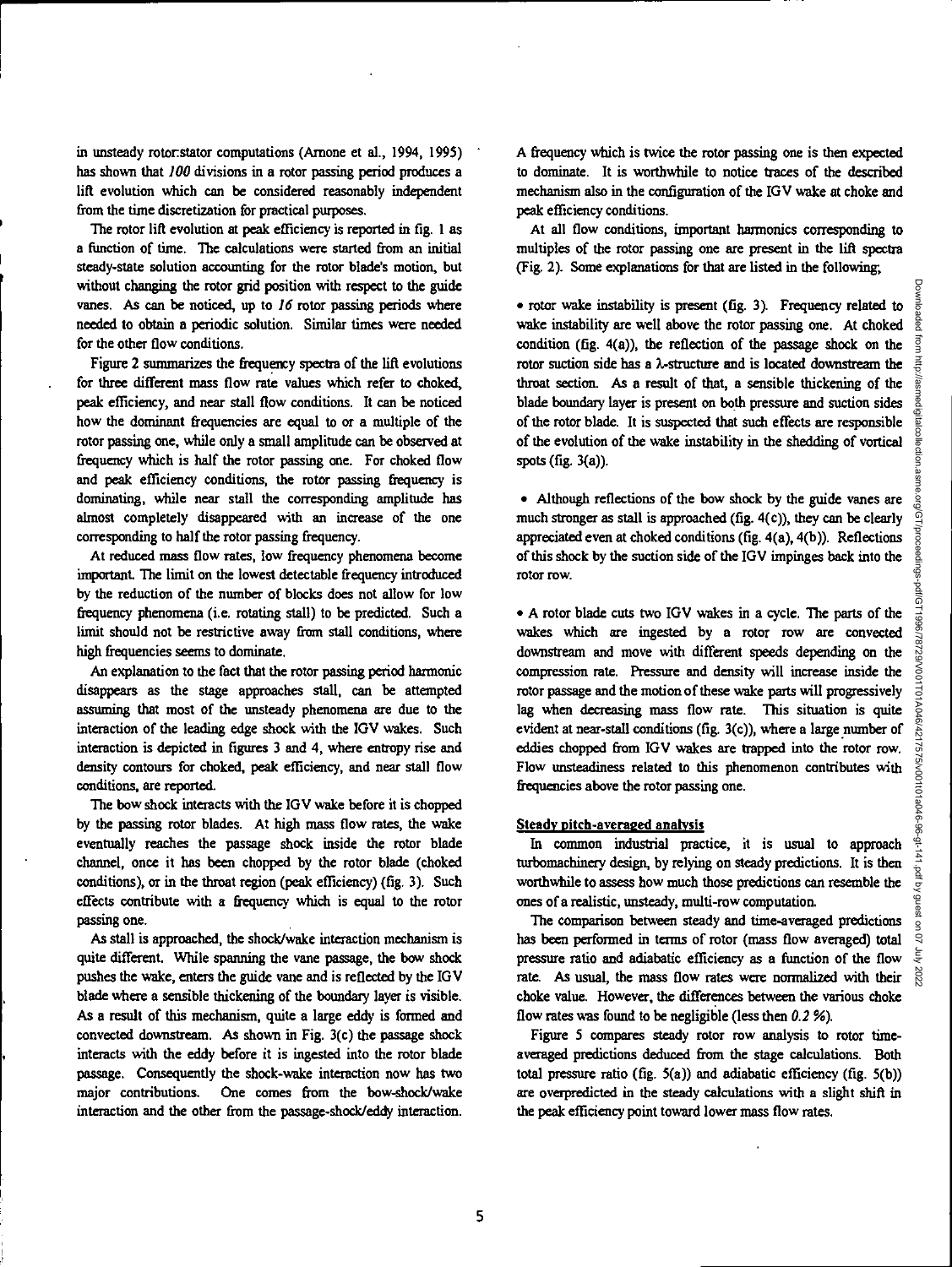in unsteady rotor:stator computations (Arnone et al., 1994, 1995) has shown that *100* divisions in a rotor passing period produces a lift evolution which can be considered reasonably independent from the time discretization for practical purposes.

The rotor lift evolution at peak efficiency is reported in fig. 1 as a function of time. The calculations were started from an initial steady-state solution accounting for the rotor blade's motion, but without changing the rotor grid position with respect to the guide vanes. As can be noticed, up to *16* rotor passing periods where needed to obtain a periodic solution. Similar times were needed for the other flow conditions.

Figure 2 summarizes the frequency spectra of the lift evolutions for three different mass flow rate values which refer to choked, peak efficiency, and near stall flow conditions. It can be noticed how the dominant frequencies are equal to or a multiple of the rotor passing one, while only a small amplitude can be observed at frequency which is half the rotor passing one. For choked flow and peak efficiency conditions, the rotor passing frequency is dominating, while near stall the corresponding amplitude has almost completely disappeared with an increase of the one corresponding to half the rotor passing frequency.

At reduced mass flow rates, low frequency phenomena become important. The limit on the lowest detectable frequency introduced by the reduction of the number of blocks does not allow for low frequency phenomena (i.e. rotating stall) to be predicted. Such a limit should not be restrictive away from stall conditions, where high frequencies seems to dominate.

An explanation to the fact that the rotor passing period harmonic disappears as the stage approaches stall, can be attempted assuming that most of the unsteady phenomena are due to the interaction of the leading edge shock with the IGV wakes. Such interaction is depicted in figures 3 and 4, where entropy rise and density contours for choked, peak efficiency, and near stall flow conditions, are reported.

The bow shock interacts with the IGV wake before it is chopped by the passing rotor blades. At high mass flow rates, the wake eventually reaches the passage shock inside the rotor blade channel, once it has been chopped by the rotor blade (choked conditions), or in the throat region (peak efficiency) (fig. 3). Such effects contribute with a frequency which is equal to the rotor passing one.

As stall is approached, the shock/wake interaction mechanism is quite different. While spanning the vane passage, the bow shock pushes the wake, enters the guide vane and is reflected by the IGV blade where a sensible thickening of the boundary layer is visible. As a result of this mechanism, quite a large eddy is formed and convected downstream. As shown in Fig. 3(c) the passage shock interacts with the eddy before it is ingested into the rotor blade passage. Consequently the shock-wake interaction now has two major contributions. One comes from the bow-shock/wake interaction and the other from the passage-shock/eddy interaction. A frequency which is twice the rotor passing one is then expected to dominate. It is worthwhile to notice traces of the described mechanism also in the configuration of the IGV wake at choke and peak efficiency conditions.

At all flow conditions, important harmonics corresponding to multiples of the rotor passing one are present in the lift spectra (Fig. 2). Some explanations for that are listed in the following;

- rotor wake instability is present (fig. 3). Frequency related to wake instability are well above the rotor passing one. At choked condition (fig. 4(a)), the reflection of the passage shock on the rotor suction side has a $\lambda$-structure and is located downstream the throat section. As a result of that, a sensible thickening of the blade boundary layer is present on both pressure and suction sides of the rotor blade. It is suspected that such effects are responsible of the evolution of the wake instability in the shedding of vortical spots (fig. 3(a)).

- Although reflections of the bow shock by the guide vanes are much stronger as stall is approached (fig. 4(c)), they can be clearly appreciated even at choked conditions (fig. 4(a), 4(b)). Reflections of this shock by the suction side of the IGV impinges back into the rotor row.

- A rotor blade cuts two IGV wakes in a cycle. The parts of the wakes which are ingested by a rotor row are convected downstream and move with different speeds depending on the compression rate. Pressure and density will increase inside the rotor passage and the motion of these wake parts will progressively lag when decreasing mass flow rate. This situation is quite evident at near-stall conditions (fig. 3(c)), where a large number of eddies chopped from IGV wakes are trapped into the rotor row. Flow unsteadiness related to this phenomenon contributes with frequencies above the rotor passing one.

## Steady pitch-averaged analysis

In common industrial practice, it is usual to approach turbomachinery design, by relying on steady predictions. It is then worthwhile to assess how much those predictions can resemble the ones of a realistic, unsteady, multi-row computation.

The comparison between steady and time-averaged predictions has been performed in terms of rotor (mass flow averaged) total pressure ratio and adiabatic efficiency as a function of the flow rate. As usual, the mass flow rates were normalized with their choke value. However, the differences between the various choke flow rates was found to be negligible (less then *0.2 %*).

Figure 5 compares steady rotor row analysis to rotor time-averaged predictions deduced from the stage calculations. Both total pressure ratio (fig. 5(a)) and adiabatic efficiency (fig. 5(b)) are overpredicted in the steady calculations with a slight shift in the peak efficiency point toward lower mass flow rates.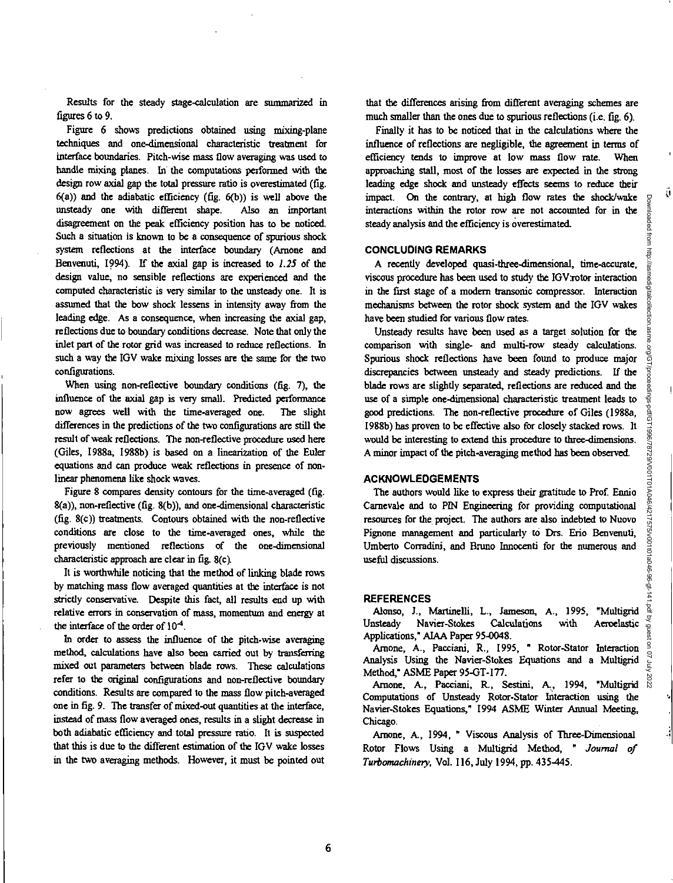Results for the steady stage-calculation are summarized in figures 6 to 9.

Figure 6 shows predictions obtained using mixing-plane techniques and one-dimensional characteristic treatment for interface boundaries. Pitch-wise mass flow averaging was used to handle mixing planes. In the computations performed with the design row axial gap the total pressure ratio is overestimated (fig. 6(a)) and the adiabatic efficiency (fig. 6(b)) is well above the unsteady one with different shape. Also an important disagreement on the peak efficiency position has to be noticed. Such a situation is known to be a consequence of spurious shock system reflections at the interface boundary (Arnone and Benvenuti, 1994). If the axial gap is increased to *1.25* of the design value, no sensible reflections are experienced and the computed characteristic is very similar to the unsteady one. It is assumed that the bow shock lessens in intensity away from the leading edge. As a consequence, when increasing the axial gap, reflections due to boundary conditions decrease. Note that only the inlet part of the rotor grid was increased to reduce reflections. In such a way the IGV wake mixing losses are the same for the two configurations.

When using non-reflective boundary conditions (fig. 7), the influence of the axial gap is very small. Predicted performance now agrees well with the time-averaged one. The slight differences in the predictions of the two configurations are still the result of weak reflections. The non-reflective procedure used here (Giles, 1988a, 1988b) is based on a linearization of the Euler equations and can produce weak reflections in presence of non-linear phenomena like shock waves.

Figure 8 compares density contours for the time-averaged (fig. 8(a)), non-reflective (fig. 8(b)), and one-dimensional characteristic (fig. 8(c)) treatments. Contours obtained with the non-reflective conditions are close to the time-averaged ones, while the previously mentioned reflections of the one-dimensional characteristic approach are clear in fig. 8(c).

It is worthwhile noticing that the method of linking blade rows by matching mass flow averaged quantities at the interface is not strictly conservative. Despite this fact, all results end up with relative errors in conservation of mass, momentum and energy at the interface of the order of $10^{-4}$.

In order to assess the influence of the pitch-wise averaging method, calculations have also been carried out by transferring mixed out parameters between blade rows. These calculations refer to the original configurations and non-reflective boundary conditions. Results are compared to the mass flow pitch-averaged one in fig. 9. The transfer of mixed-out quantities at the interface, instead of mass flow averaged ones, results in a slight decrease in both adiabatic efficiency and total pressure ratio. It is suspected that this is due to the different estimation of the IGV wake losses in the two averaging methods. However, it must be pointed out that the differences arising from different averaging schemes are much smaller than the ones due to spurious reflections (i.e. fig. 6).

Finally it has to be noticed that in the calculations where the influence of reflections are negligible, the agreement in terms of efficiency tends to improve at low mass flow rate. When approaching stall, most of the losses are expected in the strong leading edge shock and unsteady effects seems to reduce their impact. On the contrary, at high flow rates the shock/wake interactions within the rotor row are not accounted for in the steady analysis and the efficiency is overestimated.

## CONCLUDING REMARKS

A recently developed quasi-three-dimensional, time-accurate, viscous procedure has been used to study the IGV-rotor interaction in the first stage of a modern transonic compressor. Interaction mechanisms between the rotor shock system and the IGV wakes have been studied for various flow rates.

Unsteady results have been used as a target solution for the comparison with single- and multi-row steady calculations. Spurious shock reflections have been found to produce major discrepancies between unsteady and steady predictions. If the blade rows are slightly separated, reflections are reduced and the use of a simple one-dimensional characteristic treatment leads to good predictions. The non-reflective procedure of Giles (1988a, 1988b) has proven to be effective also for closely stacked rows. It would be interesting to extend this procedure to three-dimensions. A minor impact of the pitch-averaging method has been observed.

## ACKNOWLEDGEMENTS

The authors would like to express their gratitude to Prof. Ennio Carnevale and to PIN Engineering for providing computational resources for the project. The authors are also indebted to Nuovo Pignone management and particularly to Drs. Erio Benvenuti, Umberto Corradini, and Bruno Innocenti for the numerous and useful discussions.

## REFERENCES

Alonso, J., Martinelli, L., Jameson, A., 1995, "Multigrid Unsteady Navier-Stokes Calculations with Aeroelastic Applications," AIAA Paper 95-0048.

Arnone, A., Pacciani, R., 1995, " Rotor-Stator Interaction Analysis Using the Navier-Stokes Equations and a Multigrid Method," ASME Paper 95-GT-177.

Arnone, A., Pacciani, R., Sestini, A., 1994, "Multigrid Computations of Unsteady Rotor-Stator Interaction using the Navier-Stokes Equations," 1994 ASME Winter Annual Meeting, Chicago.

Arnone, A., 1994, " Viscous Analysis of Three-Dimensional Rotor Flows Using a Multigrid Method, " *Journal of Turbomachinery*, Vol. 116, July 1994, pp. 435-445.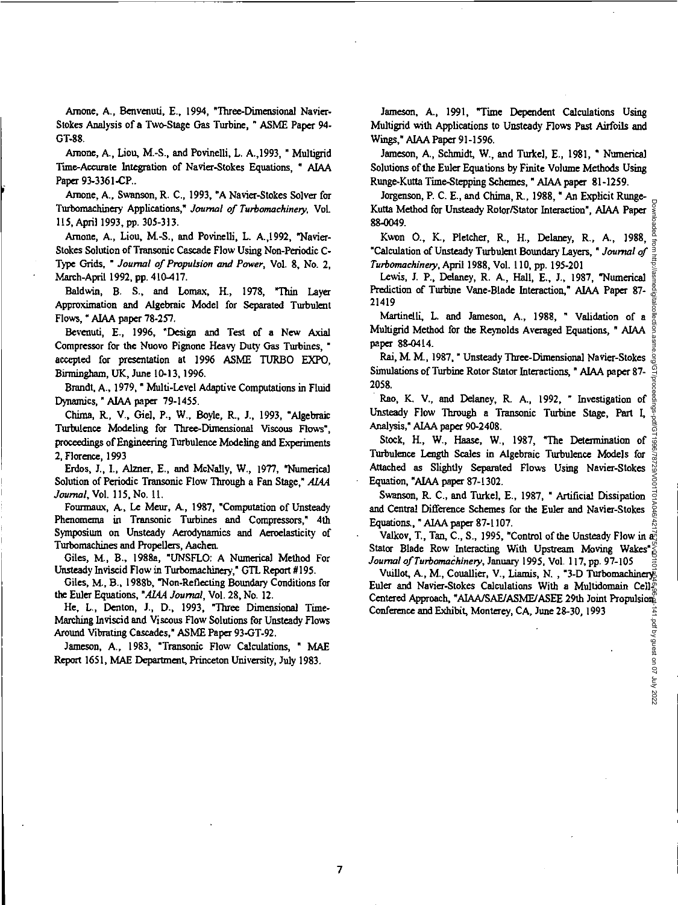Arnone, A., Benvenuti, E., 1994, "Three-Dimensional Navier-Stokes Analysis of a Two-Stage Gas Turbine, " ASME Paper 94-GT-88.

Arnone, A., Liou, M.-S., and Povinelli, L. A.,1993, " Multigrid Time-Accurate Integration of Navier-Stokes Equations, " AIAA Paper 93-3361-CP..

Arnone, A., Swanson, R. C., 1993, "A Navier-Stokes Solver for Turbomachinery Applications," *Journal of Turbomachinery*, Vol. 115, April 1993, pp. 305-313.

Arnone, A., Liou, M.-S., and Povinelli, L. A.,1992, "Navier-Stokes Solution of Transonic Cascade Flow Using Non-Periodic C-Type Grids, " *Journal of Propulsion and Power*, Vol. 8, No. 2, March-April 1992, pp. 410-417.

Baldwin, B. S., and Lomax, H., 1978, "Thin Layer Approximation and Algebraic Model for Separated Turbulent Flows, " AIAA paper 78-257.

Bevenuti, E., 1996, "Design and Test of a New Axial Compressor for the Nuovo Pignone Heavy Duty Gas Turbines, " accepted for presentation at 1996 ASME TURBO EXPO, Birmingham, UK, June 10-13, 1996.

Brandt, A., 1979, " Multi-Level Adaptive Computations in Fluid Dynamics, " AIAA paper 79-1455.

Chima, R., V., Giel, P., W., Boyle, R., J., 1993, "Algebraic Turbulence Modeling for Three-Dimensional Viscous Flows", proceedings of Engineering Turbulence Modeling and Experiments 2, Florence, 1993

Erdos, J., I., Alzner, E., and McNally, W., 1977, "Numerical Solution of Periodic Transonic Flow Through a Fan Stage," *AIAA Journal*, Vol. 115, No. 11.

Fourmaux, A., Le Meur, A., 1987, "Computation of Unsteady Phenomema in Transonic Turbines and Compressors," 4th Symposium on Unsteady Aerodynamics and Aeroelasticity of Turbomachines and Propellers, Aachen.

Giles, M., B., 1988a, "UNSFLO: A Numerical Method For Unsteady Inviscid Flow in Turbomachinery," GTL Report #195.

Giles, M., B., 1988b, "Non-Reflecting Boundary Conditions for the Euler Equations, "*AIAA Journal*, Vol. 28, No. 12.

He, L., Denton, J., D., 1993, "Three Dimensional Time-Marching Inviscid and Viscous Flow Solutions for Unsteady Flows Around Vibrating Cascades," ASME Paper 93-GT-92.

Jameson, A., 1983, "Transonic Flow Calculations, " MAE Report 1651, MAE Department, Princeton University, July 1983.

Jameson, A., 1991, "Time Dependent Calculations Using Multigrid with Applications to Unsteady Flows Past Airfoils and Wings," AIAA Paper 91-1596.

Jameson, A., Schmidt, W., and Turkel, E., 1981, " Numerical Solutions of the Euler Equations by Finite Volume Methods Using Runge-Kutta Time-Stepping Schemes, " AIAA paper 81-1259.

Jorgenson, P. C. E., and Chima, R., 1988, " An Explicit Runge-Kutta Method for Unsteady Rotor/Stator Interaction", AIAA Paper 88-0049.

Kwon O., K., Pletcher, R., H., Delaney, R., A., 1988, "Calculation of Unsteady Turbulent Boundary Layers, " *Journal of Turbomachinery*, April 1988, Vol. 110, pp. 195-201

Lewis, J. P., Delaney, R. A., Hall, E., J., 1987, "Numerical Prediction of Turbine Vane-Blade Interaction," AIAA Paper 87-21419

Martinelli, L. and Jameson, A., 1988, " Validation of a Multigrid Method for the Reynolds Averaged Equations, " AIAA paper 88-0414.

Rai, M. M., 1987, " Unsteady Three-Dimensional Navier-Stokes Simulations of Turbine Rotor Stator Interactions, " AIAA paper 87-2058.

Rao, K. V., and Delaney, R. A., 1992, " Investigation of Unsteady Flow Through a Transonic Turbine Stage, Part I, Analysis," AIAA paper 90-2408.

Stock, H., W., Haase, W., 1987, "The Determination of Turbulence Length Scales in Algebraic Turbulence Models for Attached as Slightly Separated Flows Using Navier-Stokes Equation, "AIAA paper 87-1302.

Swanson, R. C., and Turkel, E., 1987, " Artificial Dissipation and Central Difference Schemes for the Euler and Navier-Stokes Equations., " AIAA paper 87-1107.

Valkov, T., Tan, C., S., 1995, "Control of the Unsteady Flow in a Stator Blade Row Interacting With Upstream Moving Wakes", *Journal of Turbomachinery*, January 1995, Vol. 117, pp. 97-105

Vuillot, A., M., Couallier, V., Liamis, N. , "3-D Turbomachinery Euler and Navier-Stokes Calculations With a Multidomain Cell-Centered Approach, "AIAA/SAE/ASME/ASEE 29th Joint Propulsion Conference and Exhibit, Monterey, CA, June 28-30, 1993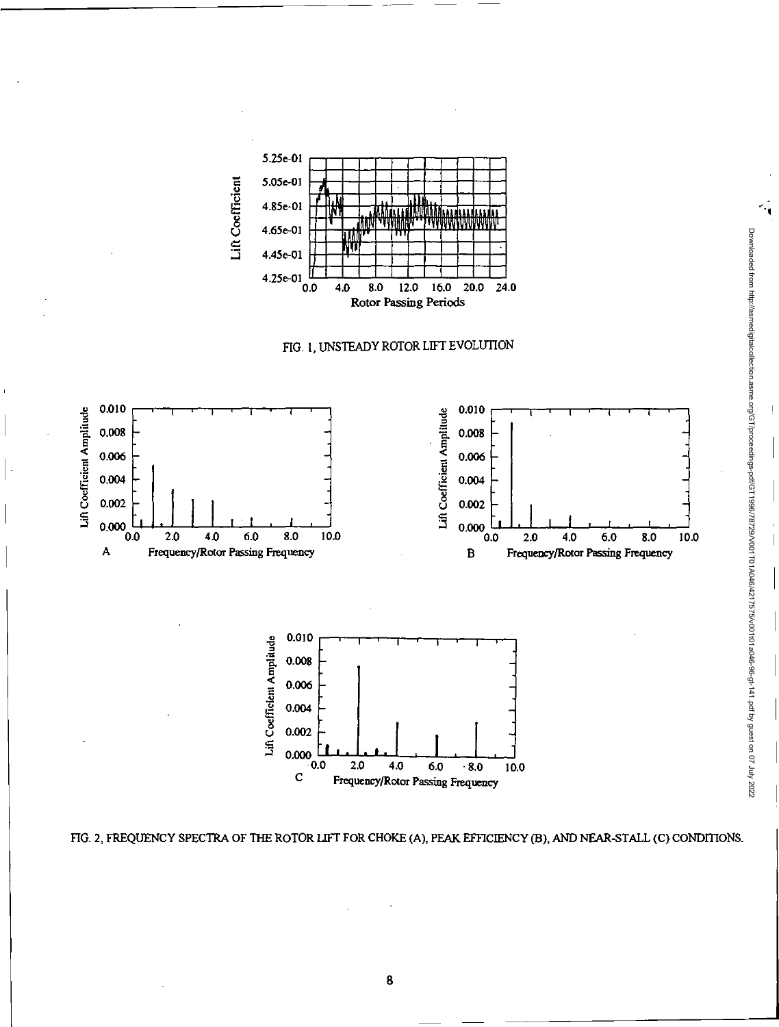FIG. 1, UNSTEADY ROTOR LIFT EVOLUTION

FIG. 2, FREQUENCY SPECTRA OF THE ROTOR LIFT FOR CHOKE (A), PEAK EFFICIENCY (B), AND NEAR-STALL (C) CONDITIONS.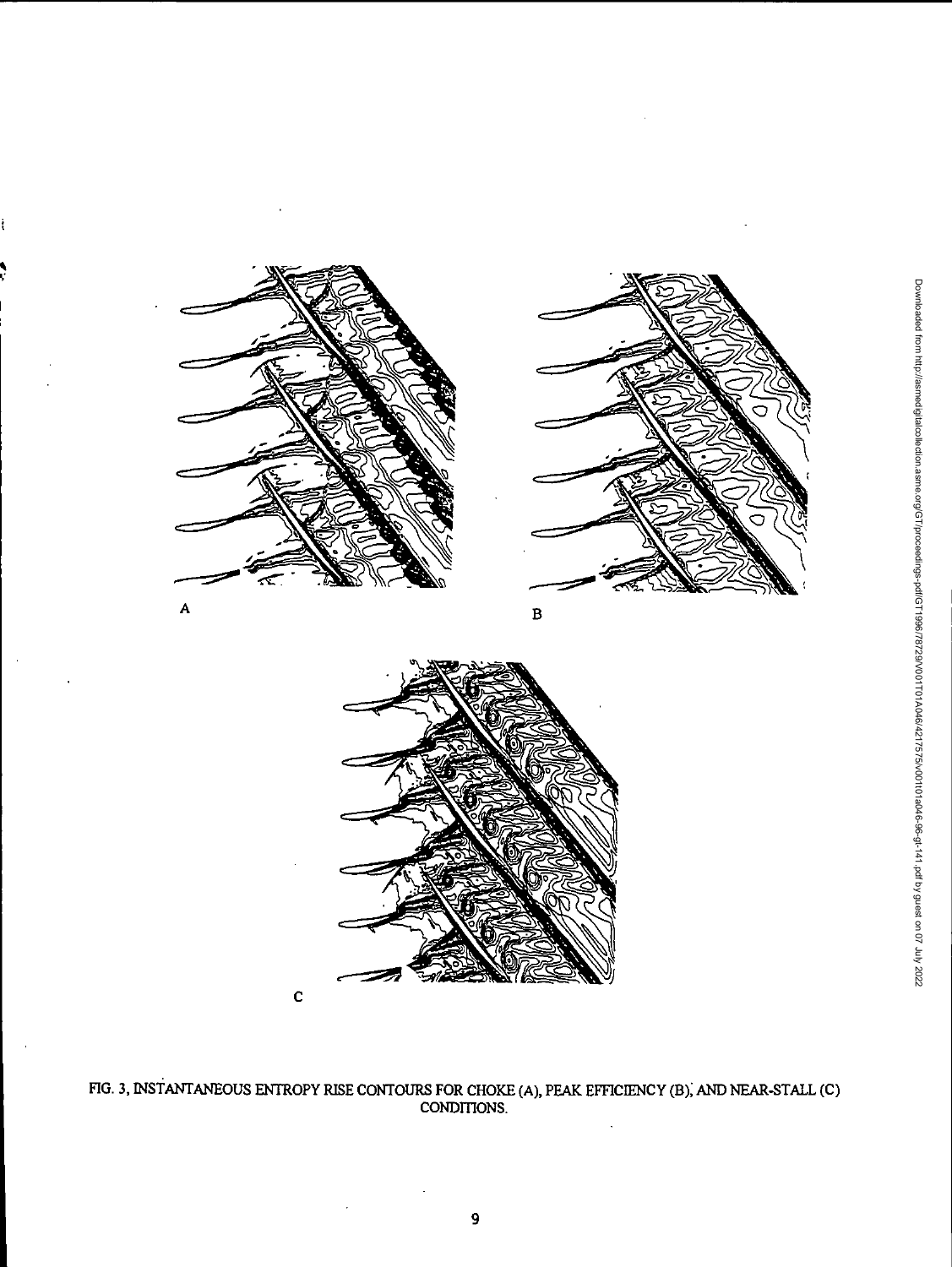A

B

C

FIG. 3, INSTANTANEOUS ENTROPY RISE CONTOURS FOR CHOKE (A), PEAK EFFICIENCY (B), AND NEAR-STALL (C) CONDITIONS.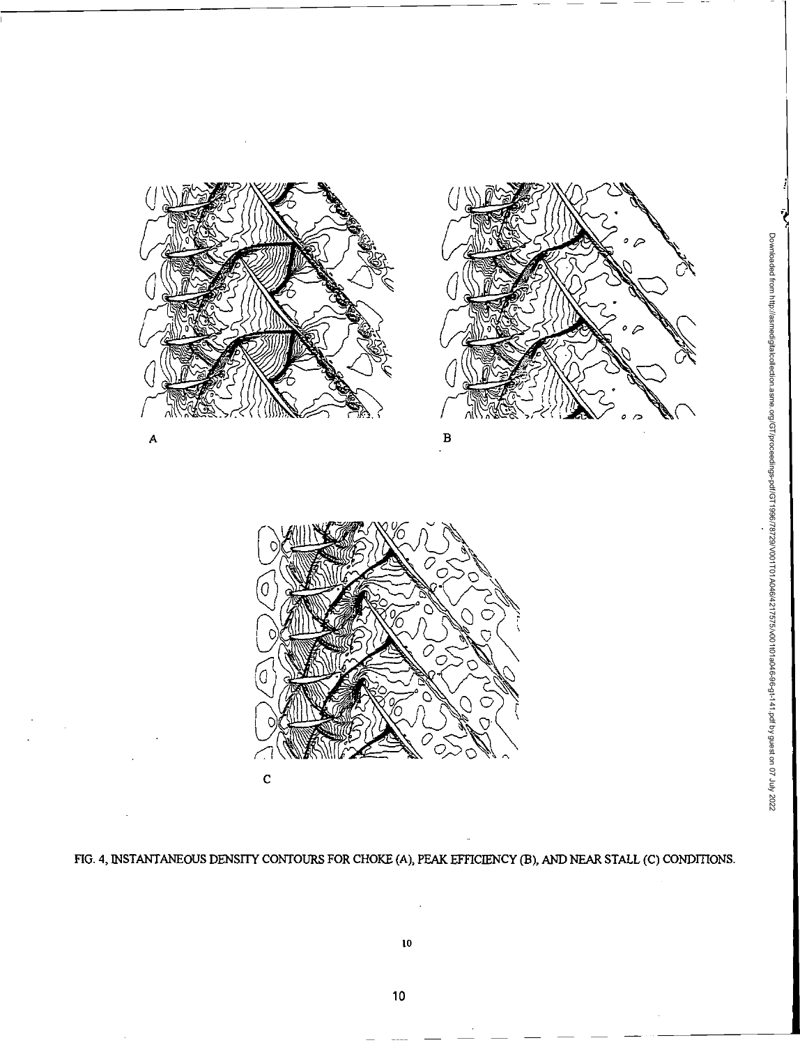A

B

C

FIG. 4, INSTANTANEOUS DENSITY CONTOURS FOR CHOKE (A), PEAK EFFICIENCY (B), AND NEAR STALL (C) CONDITIONS.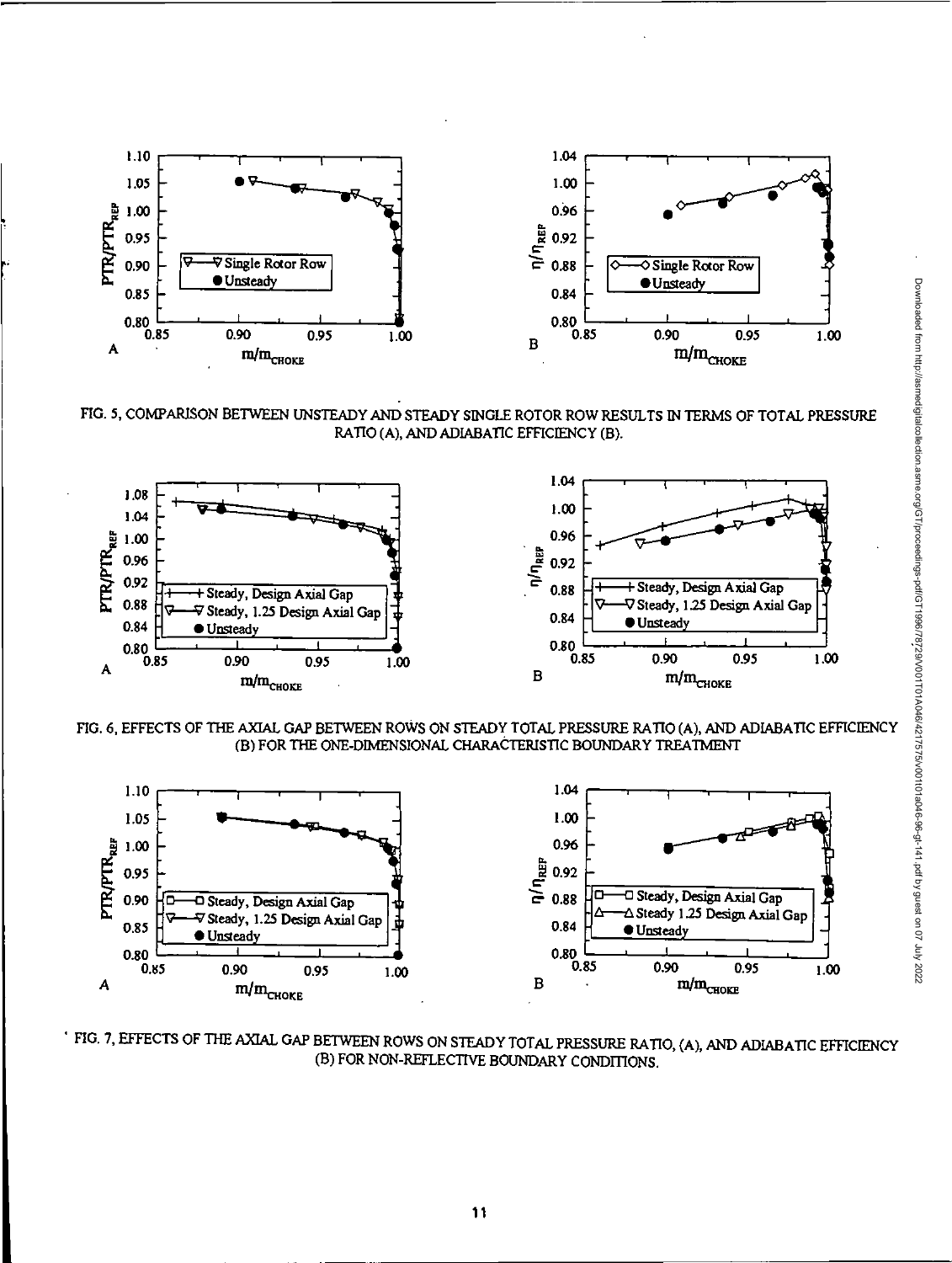FIG. 5, COMPARISON BETWEEN UNSTEADY AND STEADY SINGLE ROTOR ROW RESULTS IN TERMS OF TOTAL PRESSURE RATIO (A), AND ADIABATIC EFFICIENCY (B).

FIG. 6, EFFECTS OF THE AXIAL GAP BETWEEN ROWS ON STEADY TOTAL PRESSURE RATIO (A), AND ADIABATIC EFFICIENCY (B) FOR THE ONE-DIMENSIONAL CHARACTERISTIC BOUNDARY TREATMENT

FIG. 7, EFFECTS OF THE AXIAL GAP BETWEEN ROWS ON STEADY TOTAL PRESSURE RATIO, (A), AND ADIABATIC EFFICIENCY (B) FOR NON-REFLECTIVE BOUNDARY CONDITIONS.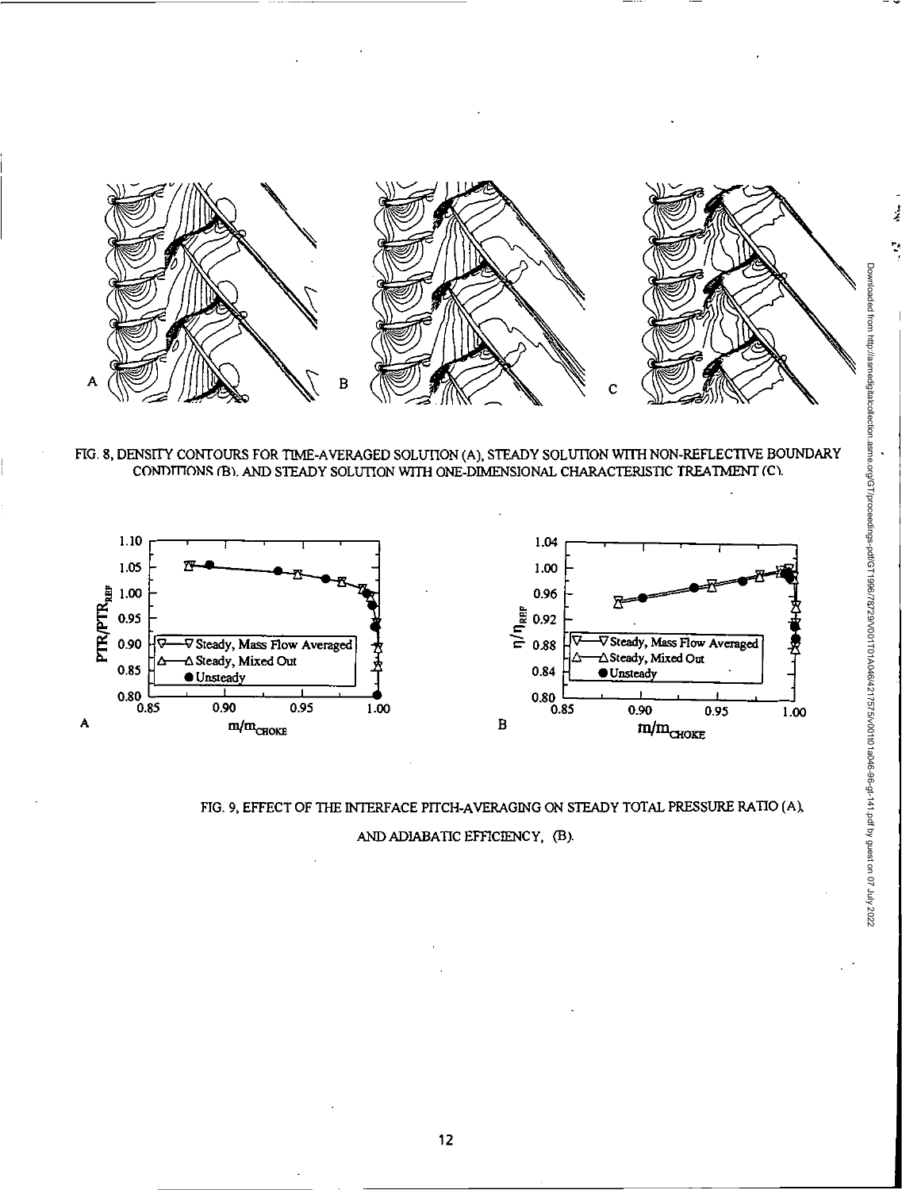A

B

C

FIG. 8, DENSITY CONTOURS FOR TIME-AVERAGED SOLUTION (A), STEADY SOLUTION WITH NON-REFLECTIVE BOUNDARY CONDITIONS (B), AND STEADY SOLUTION WITH ONE-DIMENSIONAL CHARACTERISTIC TREATMENT (C).

A

$PTR/PTR_{REF}$

1.10
1.05
1.00
0.95
0.90
0.85
0.80

0.85 0.90 0.95 1.00

$m/m_{CHOKE}$

Steady, Mass Flow Averaged
Steady, Mixed Out
Unsteady

B

$\eta/\eta_{REF}$

1.04
1.00
0.96
0.92
0.88
0.84
0.80

0.85 0.90 0.95 1.00

$m/m_{CHOKE}$

Steady, Mass Flow Averaged
Steady, Mixed Out
Unsteady

FIG. 9, EFFECT OF THE INTERFACE PITCH-AVERAGING ON STEADY TOTAL PRESSURE RATIO (A), AND ADIABATIC EFFICIENCY, (B).